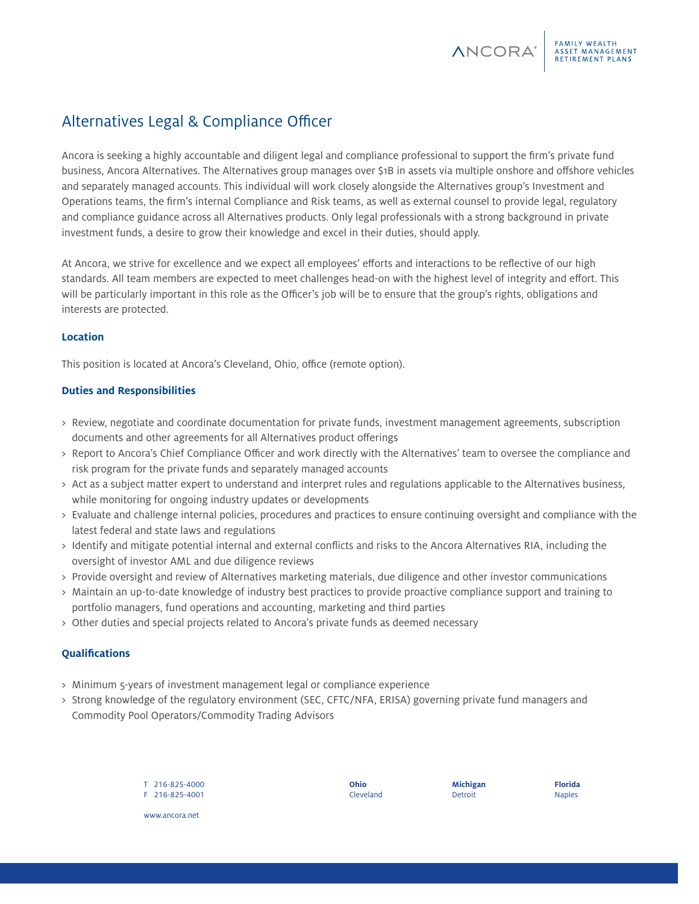# Alternatives Legal & Compliance Officer

Ancora is seeking a highly accountable and diligent legal and compliance professional to support the firm's private fund business, Ancora Alternatives. The Alternatives group manages over $1B in assets via multiple onshore and offshore vehicles and separately managed accounts. This individual will work closely alongside the Alternatives group's Investment and Operations teams, the firm's internal Compliance and Risk teams, as well as external counsel to provide legal, regulatory and compliance guidance across all Alternatives products. Only legal professionals with a strong background in private investment funds, a desire to grow their knowledge and excel in their duties, should apply.

At Ancora, we strive for excellence and we expect all employees' efforts and interactions to be reflective of our high standards. All team members are expected to meet challenges head-on with the highest level of integrity and effort. This will be particularly important in this role as the Officer's job will be to ensure that the group's rights, obligations and interests are protected.

### Location

This position is located at Ancora's Cleveland, Ohio, office (remote option).

### Duties and Responsibilities

- Review, negotiate and coordinate documentation for private funds, investment management agreements, subscription documents and other agreements for all Alternatives product offerings
- Report to Ancora's Chief Compliance Officer and work directly with the Alternatives' team to oversee the compliance and risk program for the private funds and separately managed accounts
- Act as a subject matter expert to understand and interpret rules and regulations applicable to the Alternatives business, while monitoring for ongoing industry updates or developments
- Evaluate and challenge internal policies, procedures and practices to ensure continuing oversight and compliance with the latest federal and state laws and regulations
- Identify and mitigate potential internal and external conflicts and risks to the Ancora Alternatives RIA, including the oversight of investor AML and due diligence reviews
- Provide oversight and review of Alternatives marketing materials, due diligence and other investor communications
- Maintain an up-to-date knowledge of industry best practices to provide proactive compliance support and training to portfolio managers, fund operations and accounting, marketing and third parties
- Other duties and special projects related to Ancora's private funds as deemed necessary

### Qualifications

- Minimum 5-years of investment management legal or compliance experience
- Strong knowledge of the regulatory environment (SEC, CFTC/NFA, ERISA) governing private fund managers and Commodity Pool Operators/Commodity Trading Advisors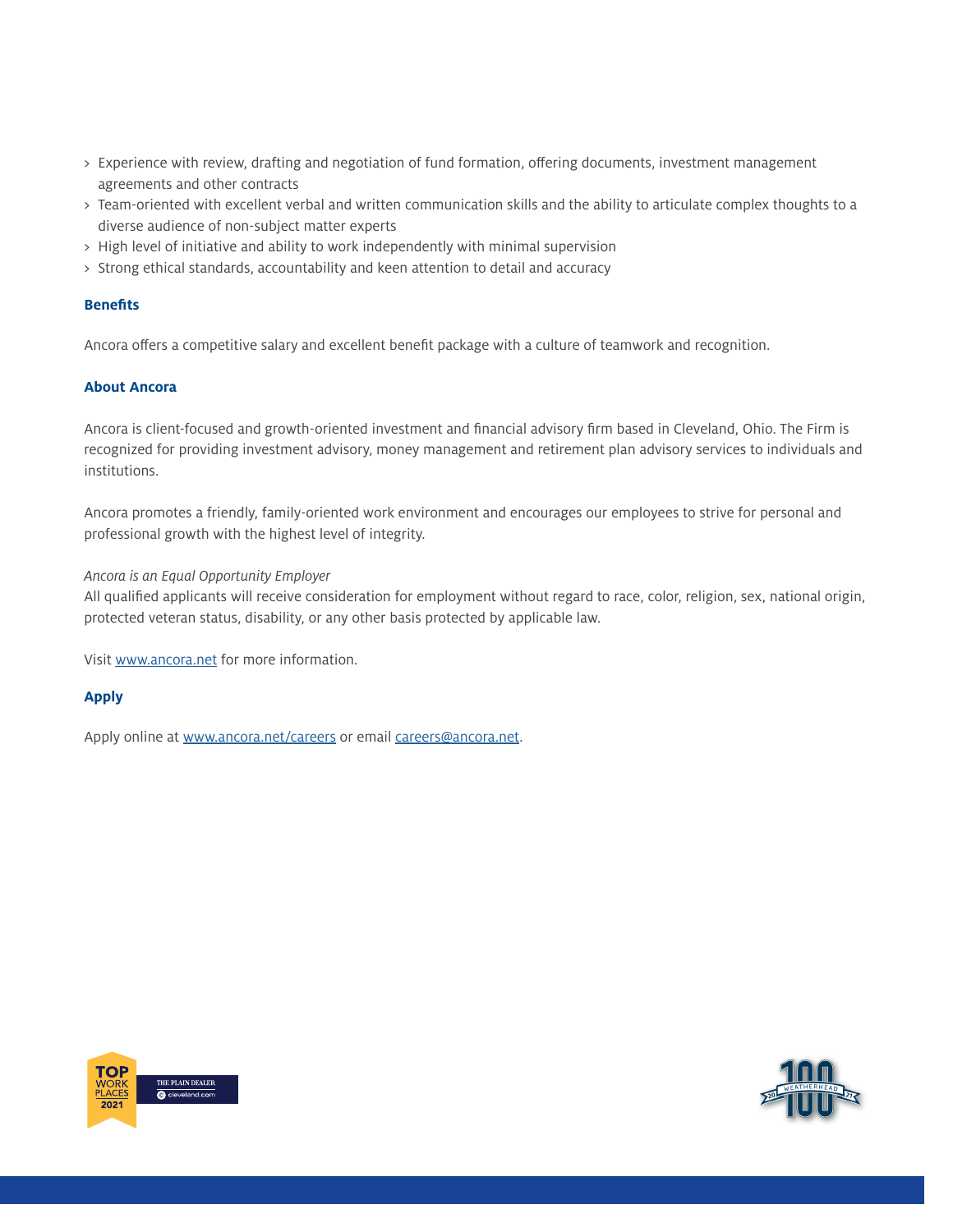- Experience with review, drafting and negotiation of fund formation, offering documents, investment management agreements and other contracts
- Team-oriented with excellent verbal and written communication skills and the ability to articulate complex thoughts to a diverse audience of non-subject matter experts
- High level of initiative and ability to work independently with minimal supervision
- Strong ethical standards, accountability and keen attention to detail and accuracy

### Benefits

Ancora offers a competitive salary and excellent benefit package with a culture of teamwork and recognition.

### About Ancora

Ancora is client-focused and growth-oriented investment and financial advisory firm based in Cleveland, Ohio. The Firm is recognized for providing investment advisory, money management and retirement plan advisory services to individuals and institutions.

Ancora promotes a friendly, family-oriented work environment and encourages our employees to strive for personal and professional growth with the highest level of integrity.

*Ancora is an Equal Opportunity Employer*
All qualified applicants will receive consideration for employment without regard to race, color, religion, sex, national origin, protected veteran status, disability, or any other basis protected by applicable law.

Visit [www.ancora.net](http://www.ancora.net) for more information.

### Apply

Apply online at [www.ancora.net/careers](http://www.ancora.net/careers) or email [careers@ancora.net](mailto:careers@ancora.net).

TOP WORK PLACES 2021 THE PLAIN DEALER cleveland.com

WEATHERHEAD 100 2021